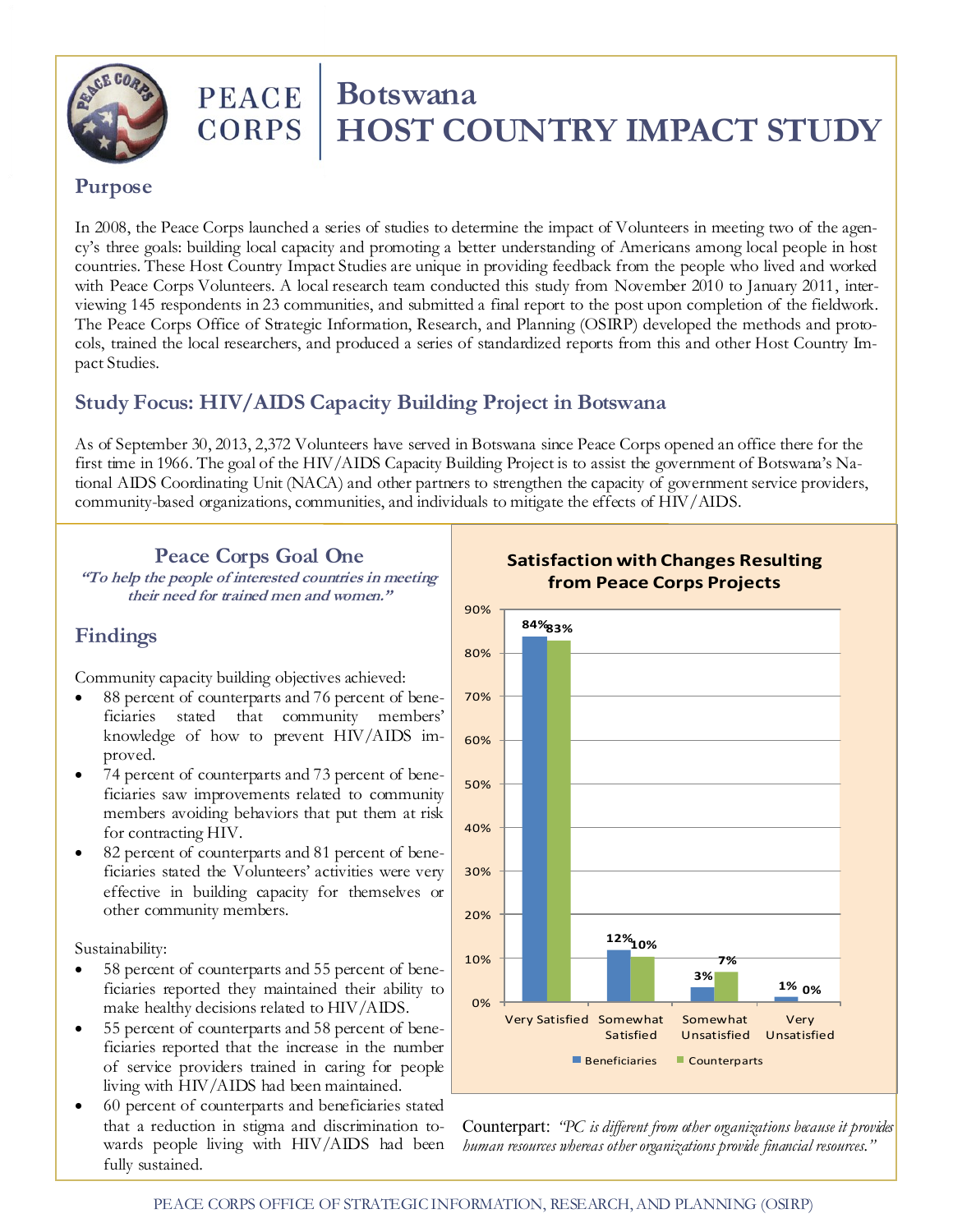# PEACE CORPS | Botswana HOST COUNTRY IMPACT STUDY

## Purpose

In 2008, the Peace Corps launched a series of studies to determine the impact of Volunteers in meeting two of the agency's three goals: building local capacity and promoting a better understanding of Americans among local people in host countries. These Host Country Impact Studies are unique in providing feedback from the people who lived and worked with Peace Corps Volunteers. A local research team conducted this study from November 2010 to January 2011, interviewing 145 respondents in 23 communities, and submitted a final report to the post upon completion of the fieldwork. The Peace Corps Office of Strategic Information, Research, and Planning (OSIRP) developed the methods and protocols, trained the local researchers, and produced a series of standardized reports from this and other Host Country Impact Studies.

## Study Focus: HIV/AIDS Capacity Building Project in Botswana

As of September 30, 2013, 2,372 Volunteers have served in Botswana since Peace Corps opened an office there for the first time in 1966. The goal of the HIV/AIDS Capacity Building Project is to assist the government of Botswana's National AIDS Coordinating Unit (NACA) and other partners to strengthen the capacity of government service providers, community-based organizations, communities, and individuals to mitigate the effects of HIV/AIDS.

## Peace Corps Goal One

*"To help the people of interested countries in meeting their need for trained men and women."*

## Findings

Community capacity building objectives achieved:

- 88 percent of counterparts and 76 percent of beneficiaries stated that community members' knowledge of how to prevent HIV/AIDS improved.
- 74 percent of counterparts and 73 percent of beneficiaries saw improvements related to community members avoiding behaviors that put them at risk for contracting HIV.
- 82 percent of counterparts and 81 percent of beneficiaries stated the Volunteers' activities were very effective in building capacity for themselves or other community members.

Sustainability:

- 58 percent of counterparts and 55 percent of beneficiaries reported they maintained their ability to make healthy decisions related to HIV/AIDS.
- 55 percent of counterparts and 58 percent of beneficiaries reported that the increase in the number of service providers trained in caring for people living with HIV/AIDS had been maintained.
- 60 percent of counterparts and beneficiaries stated that a reduction in stigma and discrimination towards people living with HIV/AIDS had been fully sustained.

**Satisfaction with Changes Resulting from Peace Corps Projects**

| | Beneficiaries | Counterparts |
|---|---|---|
| Very Satisfied | 84% | 83% |
| Somewhat Satisfied | 12% | 10% |
| Somewhat Unsatisfied | 3% | 7% |
| Very Unsatisfied | 1% | 0% |

Counterpart: *"PC is different from other organizations because it provides human resources whereas other organizations provide financial resources."*

PEACE CORPS OFFICE OF STRATEGIC INFORMATION, RESEARCH, AND PLANNING (OSIRP)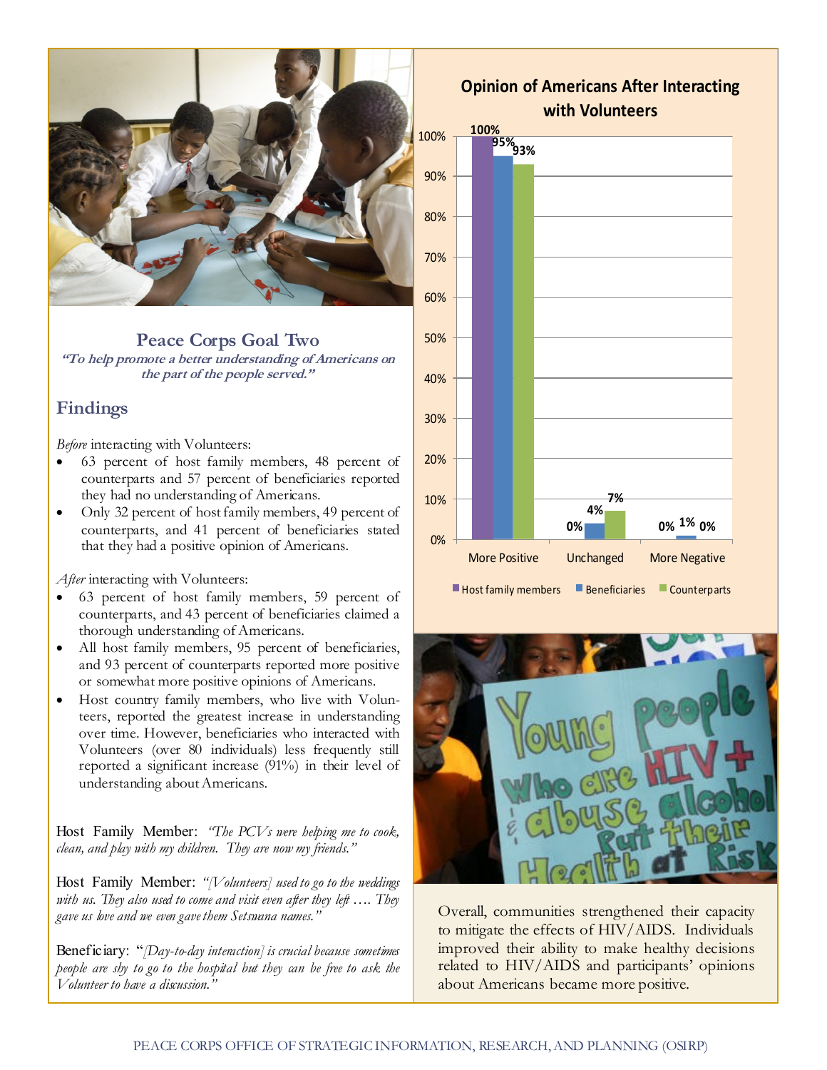## Peace Corps Goal Two

***"To help promote a better understanding of Americans on the part of the people served."***

## Findings

*Before* interacting with Volunteers:

- 63 percent of host family members, 48 percent of counterparts and 57 percent of beneficiaries reported they had no understanding of Americans.
- Only 32 percent of host family members, 49 percent of counterparts, and 41 percent of beneficiaries stated that they had a positive opinion of Americans.

*After* interacting with Volunteers:

- 63 percent of host family members, 59 percent of counterparts, and 43 percent of beneficiaries claimed a thorough understanding of Americans.
- All host family members, 95 percent of beneficiaries, and 93 percent of counterparts reported more positive or somewhat more positive opinions of Americans.
- Host country family members, who live with Volunteers, reported the greatest increase in understanding over time. However, beneficiaries who interacted with Volunteers (over 80 individuals) less frequently still reported a significant increase (91%) in their level of understanding about Americans.

Host Family Member: *"The PCVs were helping me to cook, clean, and play with my children. They are now my friends."*

Host Family Member: *"[Volunteers] used to go to the weddings with us. They also used to come and visit even after they left …. They gave us love and we even gave them Setswana names."*

Beneficiary: "*[Day-to-day interaction] is crucial because sometimes people are shy to go to the hospital but they can be free to ask the Volunteer to have a discussion.*"

**Opinion of Americans After Interacting with Volunteers**

100%
95%
93%
0%
4%
7%
0%
1%
0%

100%
90%
80%
70%
60%
50%
40%
30%
20%
10%
0%

More Positive
Unchanged
More Negative

Host family members
Beneficiaries
Counterparts

Overall, communities strengthened their capacity to mitigate the effects of HIV/AIDS. Individuals improved their ability to make healthy decisions related to HIV/AIDS and participants' opinions about Americans became more positive.